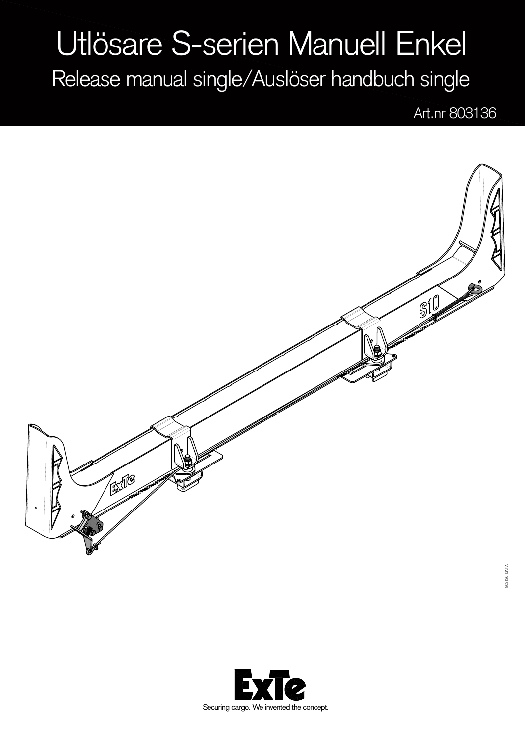# Utlösare S-serien Manuell Enkel

## Release manual single/Auslöser handbuch single

Art.nr 803136

803136_DAT A

Securing cargo. We invented the concept.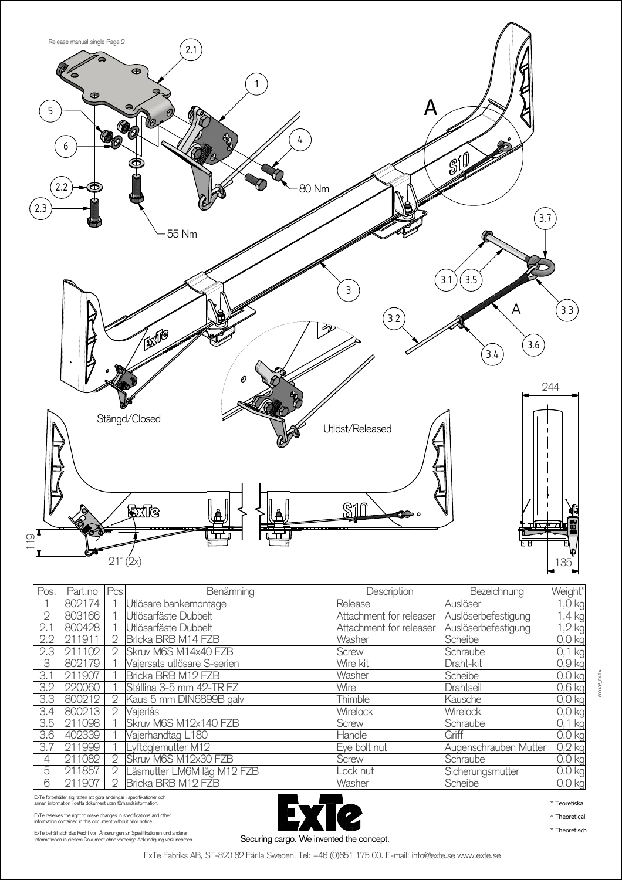Release manual single Page 2

1

2.1

5

6

4

80 Nm

2.2

2.3

55 Nm

A

3.7

3

3.1

3.5

3.2

A

3.3

3.6

3.4

Stängd/Closed

Utlöst/Released

244

119

21° (2x)

135

| Pos. | Part.no | Pcs | Benämning | Description | Bezeichnung | Weight* |
|---|---|---|---|---|---|---|
| 1 | 802174 | 1 | Utlösare bankemontage | Release | Auslöser | 1,0 kg |
| 2 | 803166 | 1 | Utlösarfäste Dubbelt | Attachment for releaser | Auslöserbefestigung | 1,4 kg |
| 2.1 | 800428 | 1 | Utlösarfäste Dubbelt | Attachment for releaser | Auslöserbefestigung | 1,2 kg |
| 2.2 | 211911 | 2 | Bricka BRB M14 FZB | Washer | Scheibe | 0,0 kg |
| 2.3 | 211102 | 2 | Skruv M6S M14x40 FZB | Screw | Schraube | 0,1 kg |
| 3 | 802179 | 1 | Vajersats utlösare S-serien | Wire kit | Draht-kit | 0,9 kg |
| 3.1 | 211907 | 1 | Bricka BRB M12 FZB | Washer | Scheibe | 0,0 kg |
| 3.2 | 220060 | 1 | Ställina 3-5 mm 42-TR FZ | Wire | Drahtseil | 0,6 kg |
| 3.3 | 800212 | 2 | Kaus 5 mm DIN6899B galv | Thimble | Kausche | 0,0 kg |
| 3.4 | 800213 | 2 | Vajerlås | Wirelock | Wirelock | 0,0 kg |
| 3.5 | 211098 | 1 | Skruv M6S M12x140 FZB | Screw | Schraube | 0,1 kg |
| 3.6 | 402339 | 1 | Vajerhandtag L180 | Handle | Griff | 0,0 kg |
| 3.7 | 211999 | 1 | Lyftöglemutter M12 | Eye bolt nut | Augenschrauben Mutter | 0,2 kg |
| 4 | 211082 | 2 | Skruv M6S M12x30 FZB | Screw | Schraube | 0,0 kg |
| 5 | 211857 | 2 | Låsmutter LM6M låg M12 FZB | Lock nut | Sicherungsmutter | 0,0 kg |
| 6 | 211907 | 2 | Bricka BRB M12 FZB | Washer | Scheibe | 0,0 kg |

ExTe förbehåller sig rätten att göra ändringar i specifikationer och annan information i detta dokument utan förhandsinformation.

ExTe reserves the right to make changes in specifications and other information contained in this document without prior notice.

ExTe behält sich das Recht vor, Änderungen an Spezifikationen und anderen Informationen in diesem Dokument ohne vorherige Ankündigung vorzunehmen.

ExTe

Securing cargo. We invented the concept.

\* Teoretiska

\* Theoretical

\* Theoretisch

ExTe Fabriks AB, SE-820 62 Färila Sweden. Tel: +46 (0)651 175 00. E-mail: info@exte.se www.exte.se